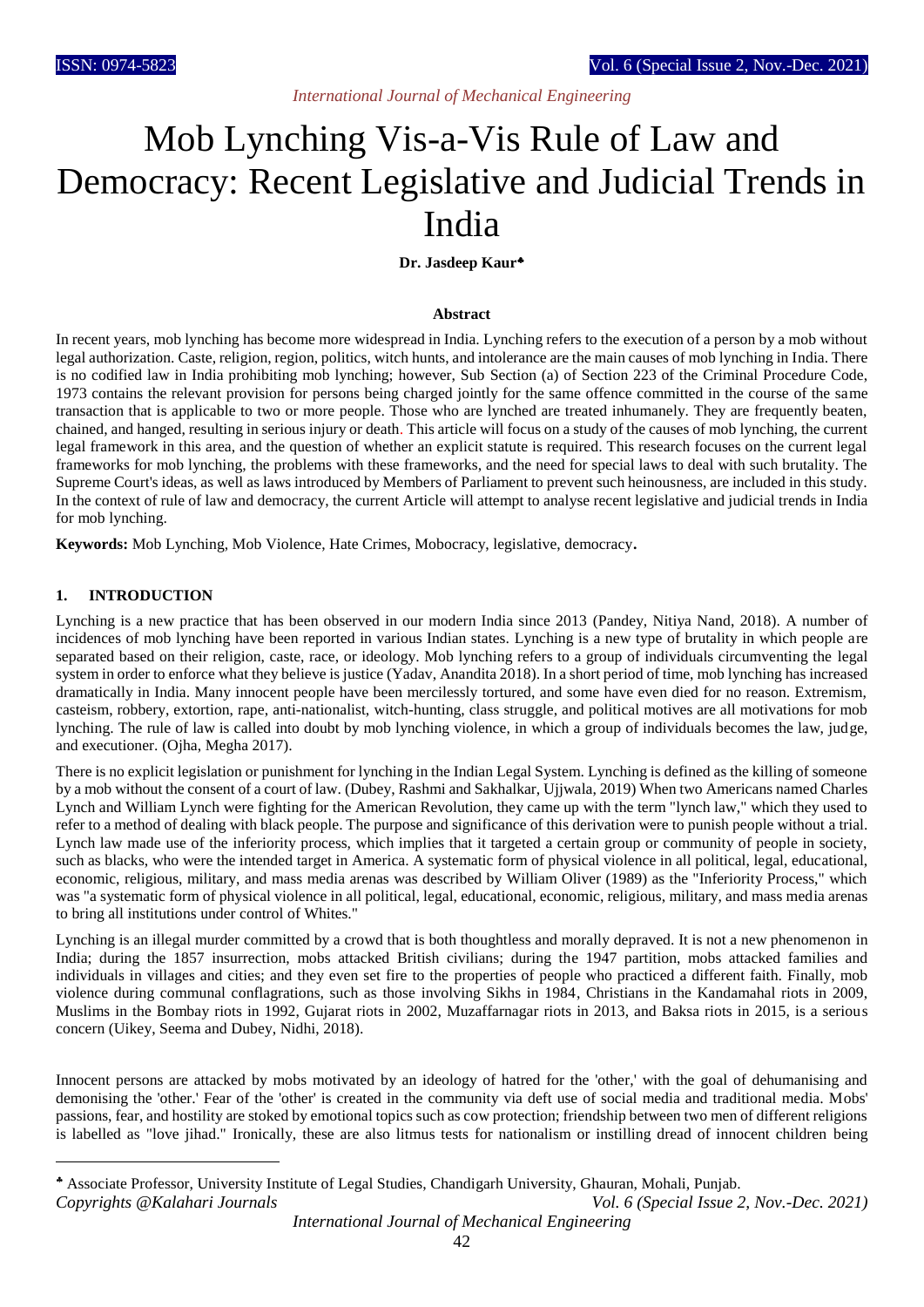# Mob Lynching Vis-a-Vis Rule of Law and Democracy: Recent Legislative and Judicial Trends in India

**Dr. Jasdeep Kaur**[♣]

### Abstract

In recent years, mob lynching has become more widespread in India. Lynching refers to the execution of a person by a mob without legal authorization. Caste, religion, region, politics, witch hunts, and intolerance are the main causes of mob lynching in India. There is no codified law in India prohibiting mob lynching; however, Sub Section (a) of Section 223 of the Criminal Procedure Code, 1973 contains the relevant provision for persons being charged jointly for the same offence committed in the course of the same transaction that is applicable to two or more people. Those who are lynched are treated inhumanely. They are frequently beaten, chained, and hanged, resulting in serious injury or death. This article will focus on a study of the causes of mob lynching, the current legal framework in this area, and the question of whether an explicit statute is required. This research focuses on the current legal frameworks for mob lynching, the problems with these frameworks, and the need for special laws to deal with such brutality. The Supreme Court's ideas, as well as laws introduced by Members of Parliament to prevent such heinousness, are included in this study. In the context of rule of law and democracy, the current Article will attempt to analyse recent legislative and judicial trends in India for mob lynching.

**Keywords:** Mob Lynching, Mob Violence, Hate Crimes, Mobocracy, legislative, democracy**.**

## 1. INTRODUCTION

Lynching is a new practice that has been observed in our modern India since 2013 (Pandey, Nitiya Nand, 2018). A number of incidences of mob lynching have been reported in various Indian states. Lynching is a new type of brutality in which people are separated based on their religion, caste, race, or ideology. Mob lynching refers to a group of individuals circumventing the legal system in order to enforce what they believe is justice (Yadav, Anandita 2018). In a short period of time, mob lynching has increased dramatically in India. Many innocent people have been mercilessly tortured, and some have even died for no reason. Extremism, casteism, robbery, extortion, rape, anti-nationalist, witch-hunting, class struggle, and political motives are all motivations for mob lynching. The rule of law is called into doubt by mob lynching violence, in which a group of individuals becomes the law, judge, and executioner. (Ojha, Megha 2017).

There is no explicit legislation or punishment for lynching in the Indian Legal System. Lynching is defined as the killing of someone by a mob without the consent of a court of law. (Dubey, Rashmi and Sakhalkar, Ujjwala, 2019) When two Americans named Charles Lynch and William Lynch were fighting for the American Revolution, they came up with the term "lynch law," which they used to refer to a method of dealing with black people. The purpose and significance of this derivation were to punish people without a trial. Lynch law made use of the inferiority process, which implies that it targeted a certain group or community of people in society, such as blacks, who were the intended target in America. A systematic form of physical violence in all political, legal, educational, economic, religious, military, and mass media arenas was described by William Oliver (1989) as the "Inferiority Process," which was "a systematic form of physical violence in all political, legal, educational, economic, religious, military, and mass media arenas to bring all institutions under control of Whites."

Lynching is an illegal murder committed by a crowd that is both thoughtless and morally depraved. It is not a new phenomenon in India; during the 1857 insurrection, mobs attacked British civilians; during the 1947 partition, mobs attacked families and individuals in villages and cities; and they even set fire to the properties of people who practiced a different faith. Finally, mob violence during communal conflagrations, such as those involving Sikhs in 1984, Christians in the Kandamahal riots in 2009, Muslims in the Bombay riots in 1992, Gujarat riots in 2002, Muzaffarnagar riots in 2013, and Baksa riots in 2015, is a serious concern (Uikey, Seema and Dubey, Nidhi, 2018).

Innocent persons are attacked by mobs motivated by an ideology of hatred for the 'other,' with the goal of dehumanising and demonising the 'other.' Fear of the 'other' is created in the community via deft use of social media and traditional media. Mobs' passions, fear, and hostility are stoked by emotional topics such as cow protection; friendship between two men of different religions is labelled as "love jihad." Ironically, these are also litmus tests for nationalism or instilling dread of innocent children being

[♣] Associate Professor, University Institute of Legal Studies, Chandigarh University, Ghauran, Mohali, Punjab.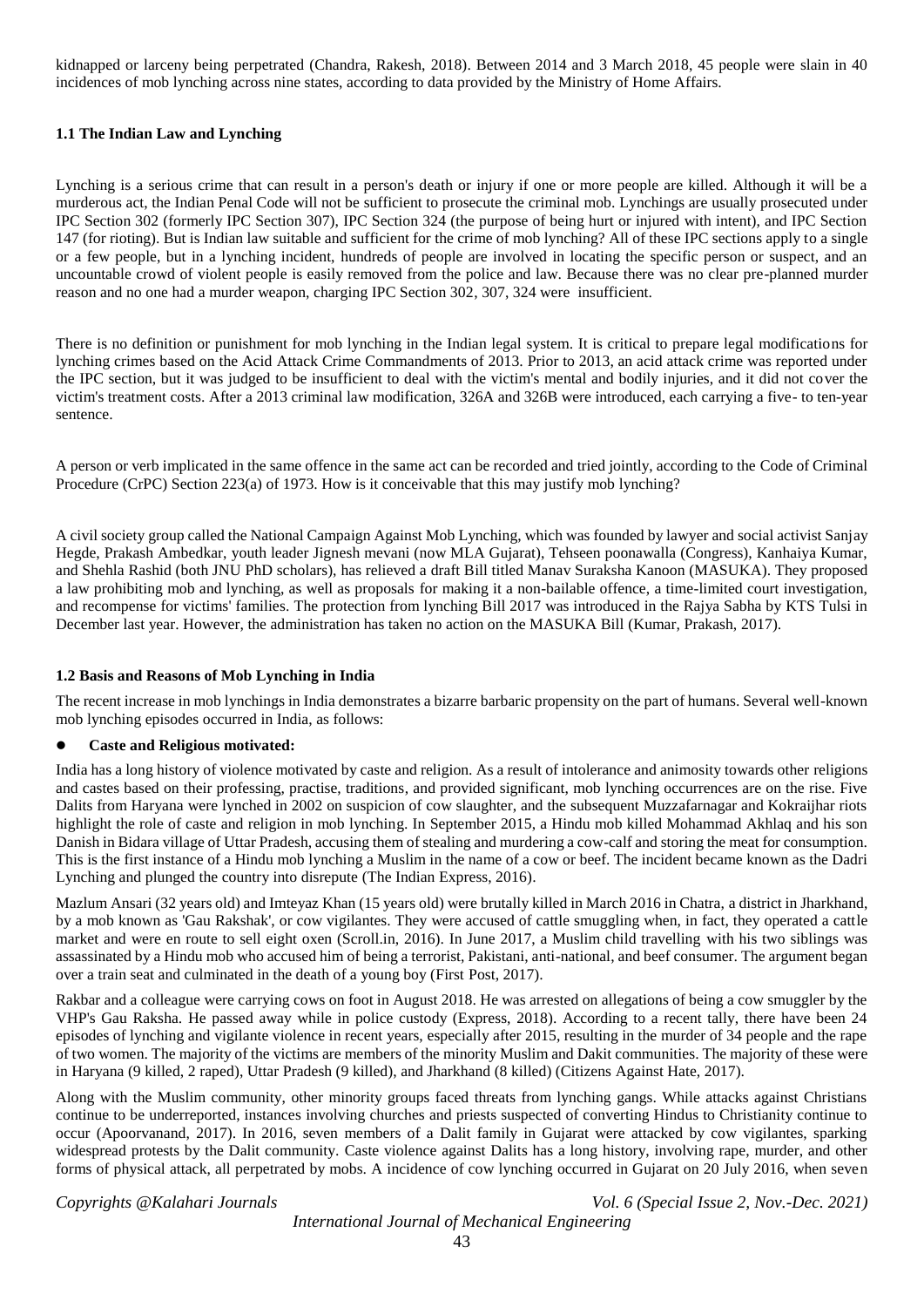kidnapped or larceny being perpetrated (Chandra, Rakesh, 2018). Between 2014 and 3 March 2018, 45 people were slain in 40 incidences of mob lynching across nine states, according to data provided by the Ministry of Home Affairs.

### 1.1 The Indian Law and Lynching

Lynching is a serious crime that can result in a person's death or injury if one or more people are killed. Although it will be a murderous act, the Indian Penal Code will not be sufficient to prosecute the criminal mob. Lynchings are usually prosecuted under IPC Section 302 (formerly IPC Section 307), IPC Section 324 (the purpose of being hurt or injured with intent), and IPC Section 147 (for rioting). But is Indian law suitable and sufficient for the crime of mob lynching? All of these IPC sections apply to a single or a few people, but in a lynching incident, hundreds of people are involved in locating the specific person or suspect, and an uncountable crowd of violent people is easily removed from the police and law. Because there was no clear pre-planned murder reason and no one had a murder weapon, charging IPC Section 302, 307, 324 were insufficient.

There is no definition or punishment for mob lynching in the Indian legal system. It is critical to prepare legal modifications for lynching crimes based on the Acid Attack Crime Commandments of 2013. Prior to 2013, an acid attack crime was reported under the IPC section, but it was judged to be insufficient to deal with the victim's mental and bodily injuries, and it did not cover the victim's treatment costs. After a 2013 criminal law modification, 326A and 326B were introduced, each carrying a five- to ten-year sentence.

A person or verb implicated in the same offence in the same act can be recorded and tried jointly, according to the Code of Criminal Procedure (CrPC) Section 223(a) of 1973. How is it conceivable that this may justify mob lynching?

A civil society group called the National Campaign Against Mob Lynching, which was founded by lawyer and social activist Sanjay Hegde, Prakash Ambedkar, youth leader Jignesh mevani (now MLA Gujarat), Tehseen poonawalla (Congress), Kanhaiya Kumar, and Shehla Rashid (both JNU PhD scholars), has relieved a draft Bill titled Manav Suraksha Kanoon (MASUKA). They proposed a law prohibiting mob and lynching, as well as proposals for making it a non-bailable offence, a time-limited court investigation, and recompense for victims' families. The protection from lynching Bill 2017 was introduced in the Rajya Sabha by KTS Tulsi in December last year. However, the administration has taken no action on the MASUKA Bill (Kumar, Prakash, 2017).

### 1.2 Basis and Reasons of Mob Lynching in India

The recent increase in mob lynchings in India demonstrates a bizarre barbaric propensity on the part of humans. Several well-known mob lynching episodes occurred in India, as follows:

- **Caste and Religious motivated:**

India has a long history of violence motivated by caste and religion. As a result of intolerance and animosity towards other religions and castes based on their professing, practise, traditions, and provided significant, mob lynching occurrences are on the rise. Five Dalits from Haryana were lynched in 2002 on suspicion of cow slaughter, and the subsequent Muzzafarnagar and Kokraijhar riots highlight the role of caste and religion in mob lynching. In September 2015, a Hindu mob killed Mohammad Akhlaq and his son Danish in Bidara village of Uttar Pradesh, accusing them of stealing and murdering a cow-calf and storing the meat for consumption. This is the first instance of a Hindu mob lynching a Muslim in the name of a cow or beef. The incident became known as the Dadri Lynching and plunged the country into disrepute (The Indian Express, 2016).

Mazlum Ansari (32 years old) and Imteyaz Khan (15 years old) were brutally killed in March 2016 in Chatra, a district in Jharkhand, by a mob known as 'Gau Rakshak', or cow vigilantes. They were accused of cattle smuggling when, in fact, they operated a cattle market and were en route to sell eight oxen (Scroll.in, 2016). In June 2017, a Muslim child travelling with his two siblings was assassinated by a Hindu mob who accused him of being a terrorist, Pakistani, anti-national, and beef consumer. The argument began over a train seat and culminated in the death of a young boy (First Post, 2017).

Rakbar and a colleague were carrying cows on foot in August 2018. He was arrested on allegations of being a cow smuggler by the VHP's Gau Raksha. He passed away while in police custody (Express, 2018). According to a recent tally, there have been 24 episodes of lynching and vigilante violence in recent years, especially after 2015, resulting in the murder of 34 people and the rape of two women. The majority of the victims are members of the minority Muslim and Dakit communities. The majority of these were in Haryana (9 killed, 2 raped), Uttar Pradesh (9 killed), and Jharkhand (8 killed) (Citizens Against Hate, 2017).

Along with the Muslim community, other minority groups faced threats from lynching gangs. While attacks against Christians continue to be underreported, instances involving churches and priests suspected of converting Hindus to Christianity continue to occur (Apoorvanand, 2017). In 2016, seven members of a Dalit family in Gujarat were attacked by cow vigilantes, sparking widespread protests by the Dalit community. Caste violence against Dalits has a long history, involving rape, murder, and other forms of physical attack, all perpetrated by mobs. A incidence of cow lynching occurred in Gujarat on 20 July 2016, when seven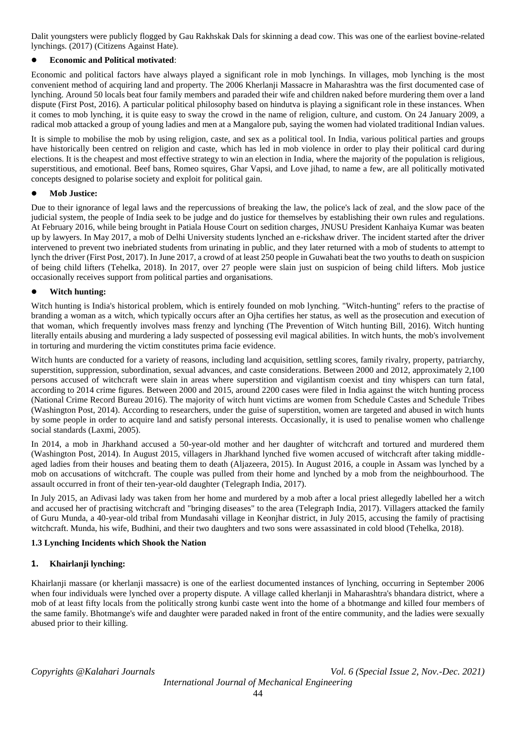Dalit youngsters were publicly flogged by Gau Rakhskak Dals for skinning a dead cow. This was one of the earliest bovine-related lynchings. (2017) (Citizens Against Hate).

- **Economic and Political motivated**:

Economic and political factors have always played a significant role in mob lynchings. In villages, mob lynching is the most convenient method of acquiring land and property. The 2006 Kherlanji Massacre in Maharashtra was the first documented case of lynching. Around 50 locals beat four family members and paraded their wife and children naked before murdering them over a land dispute (First Post, 2016). A particular political philosophy based on hindutva is playing a significant role in these instances. When it comes to mob lynching, it is quite easy to sway the crowd in the name of religion, culture, and custom. On 24 January 2009, a radical mob attacked a group of young ladies and men at a Mangalore pub, saying the women had violated traditional Indian values.

It is simple to mobilise the mob by using religion, caste, and sex as a political tool. In India, various political parties and groups have historically been centred on religion and caste, which has led in mob violence in order to play their political card during elections. It is the cheapest and most effective strategy to win an election in India, where the majority of the population is religious, superstitious, and emotional. Beef bans, Romeo squires, Ghar Vapsi, and Love jihad, to name a few, are all politically motivated concepts designed to polarise society and exploit for political gain.

- **Mob Justice:**

Due to their ignorance of legal laws and the repercussions of breaking the law, the police's lack of zeal, and the slow pace of the judicial system, the people of India seek to be judge and do justice for themselves by establishing their own rules and regulations. At February 2016, while being brought in Patiala House Court on sedition charges, JNUSU President Kanhaiya Kumar was beaten up by lawyers. In May 2017, a mob of Delhi University students lynched an e-rickshaw driver. The incident started after the driver intervened to prevent two inebriated students from urinating in public, and they later returned with a mob of students to attempt to lynch the driver (First Post, 2017). In June 2017, a crowd of at least 250 people in Guwahati beat the two youths to death on suspicion of being child lifters (Tehelka, 2018). In 2017, over 27 people were slain just on suspicion of being child lifters. Mob justice occasionally receives support from political parties and organisations.

- **Witch hunting:**

Witch hunting is India's historical problem, which is entirely founded on mob lynching. "Witch-hunting" refers to the practise of branding a woman as a witch, which typically occurs after an Ojha certifies her status, as well as the prosecution and execution of that woman, which frequently involves mass frenzy and lynching (The Prevention of Witch hunting Bill, 2016). Witch hunting literally entails abusing and murdering a lady suspected of possessing evil magical abilities. In witch hunts, the mob's involvement in torturing and murdering the victim constitutes prima facie evidence.

Witch hunts are conducted for a variety of reasons, including land acquisition, settling scores, family rivalry, property, patriarchy, superstition, suppression, subordination, sexual advances, and caste considerations. Between 2000 and 2012, approximately 2,100 persons accused of witchcraft were slain in areas where superstition and vigilantism coexist and tiny whispers can turn fatal, according to 2014 crime figures. Between 2000 and 2015, around 2200 cases were filed in India against the witch hunting process (National Crime Record Bureau 2016). The majority of witch hunt victims are women from Schedule Castes and Schedule Tribes (Washington Post, 2014). According to researchers, under the guise of superstition, women are targeted and abused in witch hunts by some people in order to acquire land and satisfy personal interests. Occasionally, it is used to penalise women who challenge social standards (Laxmi, 2005).

In 2014, a mob in Jharkhand accused a 50-year-old mother and her daughter of witchcraft and tortured and murdered them (Washington Post, 2014). In August 2015, villagers in Jharkhand lynched five women accused of witchcraft after taking middle-aged ladies from their houses and beating them to death (Aljazeera, 2015). In August 2016, a couple in Assam was lynched by a mob on accusations of witchcraft. The couple was pulled from their home and lynched by a mob from the neighbourhood. The assault occurred in front of their ten-year-old daughter (Telegraph India, 2017).

In July 2015, an Adivasi lady was taken from her home and murdered by a mob after a local priest allegedly labelled her a witch and accused her of practising witchcraft and "bringing diseases" to the area (Telegraph India, 2017). Villagers attacked the family of Guru Munda, a 40-year-old tribal from Mundasahi village in Keonjhar district, in July 2015, accusing the family of practising witchcraft. Munda, his wife, Budhini, and their two daughters and two sons were assassinated in cold blood (Tehelka, 2018).

### 1.3 Lynching Incidents which Shook the Nation

#### 1. Khairlanji lynching:

Khairlanji massare (or kherlanji massacre) is one of the earliest documented instances of lynching, occurring in September 2006 when four individuals were lynched over a property dispute. A village called kherlanji in Maharashtra's bhandara district, where a mob of at least fifty locals from the politically strong kunbi caste went into the home of a bhotmange and killed four members of the same family. Bhotmange's wife and daughter were paraded naked in front of the entire community, and the ladies were sexually abused prior to their killing.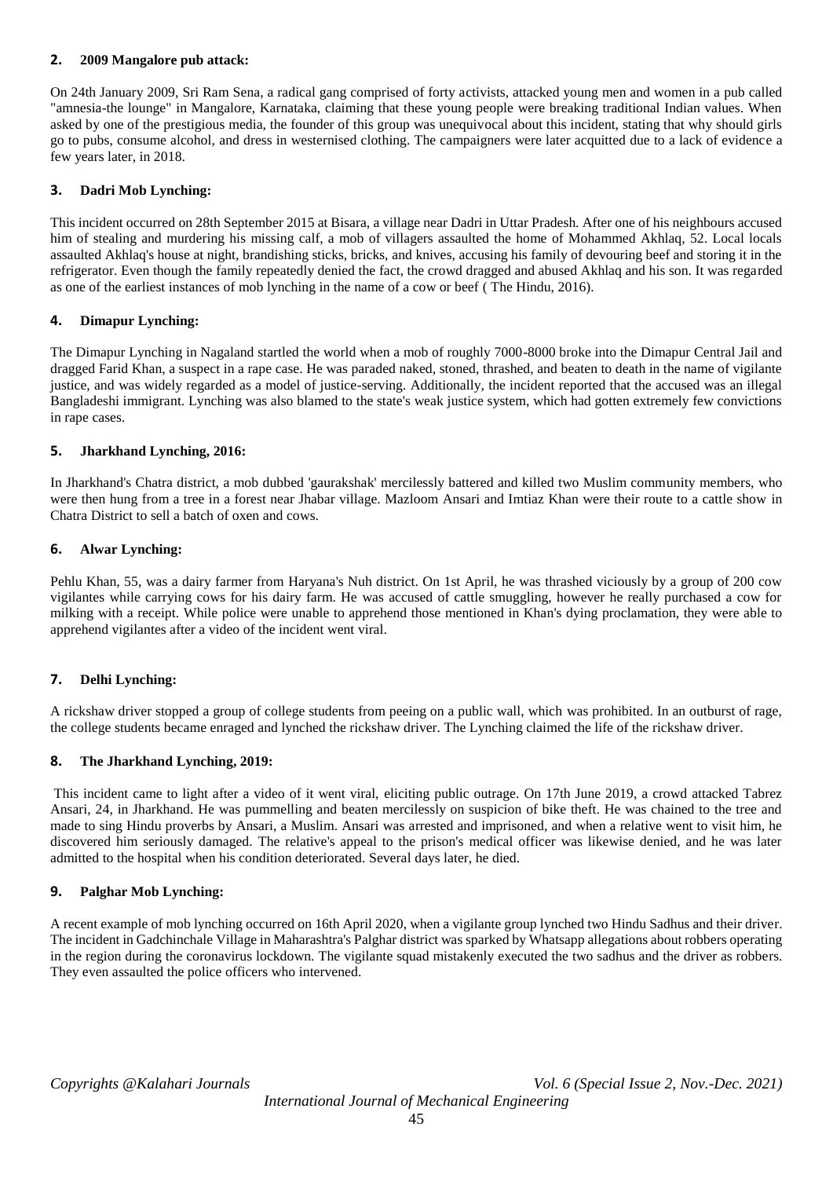**2. 2009 Mangalore pub attack:**

On 24th January 2009, Sri Ram Sena, a radical gang comprised of forty activists, attacked young men and women in a pub called "amnesia-the lounge" in Mangalore, Karnataka, claiming that these young people were breaking traditional Indian values. When asked by one of the prestigious media, the founder of this group was unequivocal about this incident, stating that why should girls go to pubs, consume alcohol, and dress in westernised clothing. The campaigners were later acquitted due to a lack of evidence a few years later, in 2018.

**3. Dadri Mob Lynching:**

This incident occurred on 28th September 2015 at Bisara, a village near Dadri in Uttar Pradesh. After one of his neighbours accused him of stealing and murdering his missing calf, a mob of villagers assaulted the home of Mohammed Akhlaq, 52. Local locals assaulted Akhlaq's house at night, brandishing sticks, bricks, and knives, accusing his family of devouring beef and storing it in the refrigerator. Even though the family repeatedly denied the fact, the crowd dragged and abused Akhlaq and his son. It was regarded as one of the earliest instances of mob lynching in the name of a cow or beef ( The Hindu, 2016).

**4. Dimapur Lynching:**

The Dimapur Lynching in Nagaland startled the world when a mob of roughly 7000-8000 broke into the Dimapur Central Jail and dragged Farid Khan, a suspect in a rape case. He was paraded naked, stoned, thrashed, and beaten to death in the name of vigilante justice, and was widely regarded as a model of justice-serving. Additionally, the incident reported that the accused was an illegal Bangladeshi immigrant. Lynching was also blamed to the state's weak justice system, which had gotten extremely few convictions in rape cases.

**5. Jharkhand Lynching, 2016:**

In Jharkhand's Chatra district, a mob dubbed 'gaurakshak' mercilessly battered and killed two Muslim community members, who were then hung from a tree in a forest near Jhabar village. Mazloom Ansari and Imtiaz Khan were their route to a cattle show in Chatra District to sell a batch of oxen and cows.

**6. Alwar Lynching:**

Pehlu Khan, 55, was a dairy farmer from Haryana's Nuh district. On 1st April, he was thrashed viciously by a group of 200 cow vigilantes while carrying cows for his dairy farm. He was accused of cattle smuggling, however he really purchased a cow for milking with a receipt. While police were unable to apprehend those mentioned in Khan's dying proclamation, they were able to apprehend vigilantes after a video of the incident went viral.

**7. Delhi Lynching:**

A rickshaw driver stopped a group of college students from peeing on a public wall, which was prohibited. In an outburst of rage, the college students became enraged and lynched the rickshaw driver. The Lynching claimed the life of the rickshaw driver.

**8. The Jharkhand Lynching, 2019:**

This incident came to light after a video of it went viral, eliciting public outrage. On 17th June 2019, a crowd attacked Tabrez Ansari, 24, in Jharkhand. He was pummelling and beaten mercilessly on suspicion of bike theft. He was chained to the tree and made to sing Hindu proverbs by Ansari, a Muslim. Ansari was arrested and imprisoned, and when a relative went to visit him, he discovered him seriously damaged. The relative's appeal to the prison's medical officer was likewise denied, and he was later admitted to the hospital when his condition deteriorated. Several days later, he died.

**9. Palghar Mob Lynching:**

A recent example of mob lynching occurred on 16th April 2020, when a vigilante group lynched two Hindu Sadhus and their driver. The incident in Gadchinchale Village in Maharashtra's Palghar district was sparked by Whatsapp allegations about robbers operating in the region during the coronavirus lockdown. The vigilante squad mistakenly executed the two sadhus and the driver as robbers. They even assaulted the police officers who intervened.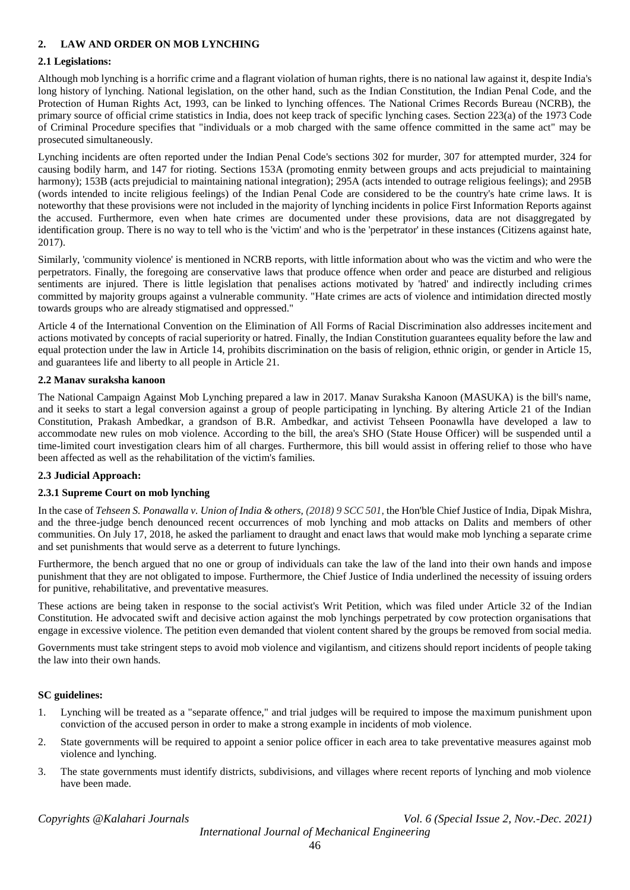## 2. LAW AND ORDER ON MOB LYNCHING

### 2.1 Legislations:

Although mob lynching is a horrific crime and a flagrant violation of human rights, there is no national law against it, despite India's long history of lynching. National legislation, on the other hand, such as the Indian Constitution, the Indian Penal Code, and the Protection of Human Rights Act, 1993, can be linked to lynching offences. The National Crimes Records Bureau (NCRB), the primary source of official crime statistics in India, does not keep track of specific lynching cases. Section 223(a) of the 1973 Code of Criminal Procedure specifies that "individuals or a mob charged with the same offence committed in the same act" may be prosecuted simultaneously.

Lynching incidents are often reported under the Indian Penal Code's sections 302 for murder, 307 for attempted murder, 324 for causing bodily harm, and 147 for rioting. Sections 153A (promoting enmity between groups and acts prejudicial to maintaining harmony); 153B (acts prejudicial to maintaining national integration); 295A (acts intended to outrage religious feelings); and 295B (words intended to incite religious feelings) of the Indian Penal Code are considered to be the country's hate crime laws. It is noteworthy that these provisions were not included in the majority of lynching incidents in police First Information Reports against the accused. Furthermore, even when hate crimes are documented under these provisions, data are not disaggregated by identification group. There is no way to tell who is the 'victim' and who is the 'perpetrator' in these instances (Citizens against hate, 2017).

Similarly, 'community violence' is mentioned in NCRB reports, with little information about who was the victim and who were the perpetrators. Finally, the foregoing are conservative laws that produce offence when order and peace are disturbed and religious sentiments are injured. There is little legislation that penalises actions motivated by 'hatred' and indirectly including crimes committed by majority groups against a vulnerable community. "Hate crimes are acts of violence and intimidation directed mostly towards groups who are already stigmatised and oppressed."

Article 4 of the International Convention on the Elimination of All Forms of Racial Discrimination also addresses incitement and actions motivated by concepts of racial superiority or hatred. Finally, the Indian Constitution guarantees equality before the law and equal protection under the law in Article 14, prohibits discrimination on the basis of religion, ethnic origin, or gender in Article 15, and guarantees life and liberty to all people in Article 21.

### 2.2 Manav suraksha kanoon

The National Campaign Against Mob Lynching prepared a law in 2017. Manav Suraksha Kanoon (MASUKA) is the bill's name, and it seeks to start a legal conversion against a group of people participating in lynching. By altering Article 21 of the Indian Constitution, Prakash Ambedkar, a grandson of B.R. Ambedkar, and activist Tehseen Poonawlla have developed a law to accommodate new rules on mob violence. According to the bill, the area's SHO (State House Officer) will be suspended until a time-limited court investigation clears him of all charges. Furthermore, this bill would assist in offering relief to those who have been affected as well as the rehabilitation of the victim's families.

### 2.3 Judicial Approach:

#### 2.3.1 Supreme Court on mob lynching

In the case of *Tehseen S. Ponawalla v. Union of India & others, (2018) 9 SCC 501*, the Hon'ble Chief Justice of India, Dipak Mishra, and the three-judge bench denounced recent occurrences of mob lynching and mob attacks on Dalits and members of other communities. On July 17, 2018, he asked the parliament to draught and enact laws that would make mob lynching a separate crime and set punishments that would serve as a deterrent to future lynchings.

Furthermore, the bench argued that no one or group of individuals can take the law of the land into their own hands and impose punishment that they are not obligated to impose. Furthermore, the Chief Justice of India underlined the necessity of issuing orders for punitive, rehabilitative, and preventative measures.

These actions are being taken in response to the social activist's Writ Petition, which was filed under Article 32 of the Indian Constitution. He advocated swift and decisive action against the mob lynchings perpetrated by cow protection organisations that engage in excessive violence. The petition even demanded that violent content shared by the groups be removed from social media.

Governments must take stringent steps to avoid mob violence and vigilantism, and citizens should report incidents of people taking the law into their own hands.

**SC guidelines:**

1. Lynching will be treated as a "separate offence," and trial judges will be required to impose the maximum punishment upon conviction of the accused person in order to make a strong example in incidents of mob violence.
2. State governments will be required to appoint a senior police officer in each area to take preventative measures against mob violence and lynching.
3. The state governments must identify districts, subdivisions, and villages where recent reports of lynching and mob violence have been made.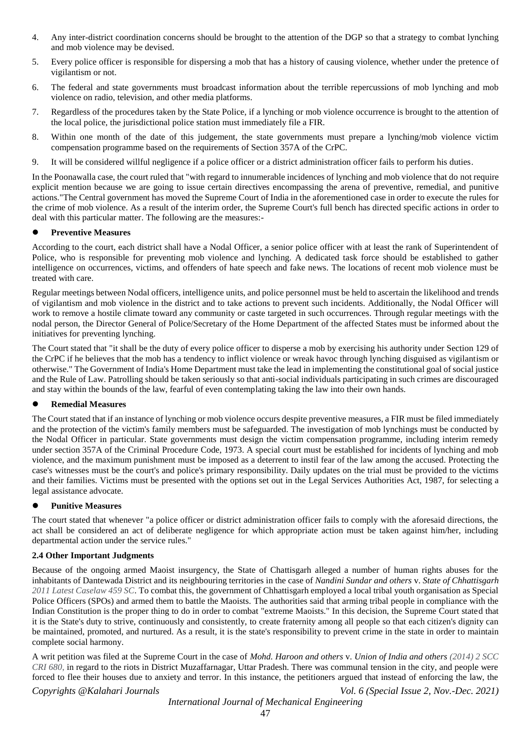4. Any inter-district coordination concerns should be brought to the attention of the DGP so that a strategy to combat lynching and mob violence may be devised.
5. Every police officer is responsible for dispersing a mob that has a history of causing violence, whether under the pretence of vigilantism or not.
6. The federal and state governments must broadcast information about the terrible repercussions of mob lynching and mob violence on radio, television, and other media platforms.
7. Regardless of the procedures taken by the State Police, if a lynching or mob violence occurrence is brought to the attention of the local police, the jurisdictional police station must immediately file a FIR.
8. Within one month of the date of this judgement, the state governments must prepare a lynching/mob violence victim compensation programme based on the requirements of Section 357A of the CrPC.
9. It will be considered willful negligence if a police officer or a district administration officer fails to perform his duties.

In the Poonawalla case, the court ruled that "with regard to innumerable incidences of lynching and mob violence that do not require explicit mention because we are going to issue certain directives encompassing the arena of preventive, remedial, and punitive actions."The Central government has moved the Supreme Court of India in the aforementioned case in order to execute the rules for the crime of mob violence. As a result of the interim order, the Supreme Court's full bench has directed specific actions in order to deal with this particular matter. The following are the measures:-

- **Preventive Measures**

According to the court, each district shall have a Nodal Officer, a senior police officer with at least the rank of Superintendent of Police, who is responsible for preventing mob violence and lynching. A dedicated task force should be established to gather intelligence on occurrences, victims, and offenders of hate speech and fake news. The locations of recent mob violence must be treated with care.

Regular meetings between Nodal officers, intelligence units, and police personnel must be held to ascertain the likelihood and trends of vigilantism and mob violence in the district and to take actions to prevent such incidents. Additionally, the Nodal Officer will work to remove a hostile climate toward any community or caste targeted in such occurrences. Through regular meetings with the nodal person, the Director General of Police/Secretary of the Home Department of the affected States must be informed about the initiatives for preventing lynching.

The Court stated that "it shall be the duty of every police officer to disperse a mob by exercising his authority under Section 129 of the CrPC if he believes that the mob has a tendency to inflict violence or wreak havoc through lynching disguised as vigilantism or otherwise." The Government of India's Home Department must take the lead in implementing the constitutional goal of social justice and the Rule of Law. Patrolling should be taken seriously so that anti-social individuals participating in such crimes are discouraged and stay within the bounds of the law, fearful of even contemplating taking the law into their own hands.

- **Remedial Measures**

The Court stated that if an instance of lynching or mob violence occurs despite preventive measures, a FIR must be filed immediately and the protection of the victim's family members must be safeguarded. The investigation of mob lynchings must be conducted by the Nodal Officer in particular. State governments must design the victim compensation programme, including interim remedy under section 357A of the Criminal Procedure Code, 1973. A special court must be established for incidents of lynching and mob violence, and the maximum punishment must be imposed as a deterrent to instil fear of the law among the accused. Protecting the case's witnesses must be the court's and police's primary responsibility. Daily updates on the trial must be provided to the victims and their families. Victims must be presented with the options set out in the Legal Services Authorities Act, 1987, for selecting a legal assistance advocate.

- **Punitive Measures**

The court stated that whenever "a police officer or district administration officer fails to comply with the aforesaid directions, the act shall be considered an act of deliberate negligence for which appropriate action must be taken against him/her, including departmental action under the service rules."

### 2.4 Other Important Judgments

Because of the ongoing armed Maoist insurgency, the State of Chattisgarh alleged a number of human rights abuses for the inhabitants of Dantewada District and its neighbouring territories in the case of *Nandini Sundar and others* v. *State of Chhattisgarh 2011 Latest Caselaw 459 SC*. To combat this, the government of Chhattisgarh employed a local tribal youth organisation as Special Police Officers (SPOs) and armed them to battle the Maoists. The authorities said that arming tribal people in compliance with the Indian Constitution is the proper thing to do in order to combat "extreme Maoists." In this decision, the Supreme Court stated that it is the State's duty to strive, continuously and consistently, to create fraternity among all people so that each citizen's dignity can be maintained, promoted, and nurtured. As a result, it is the state's responsibility to prevent crime in the state in order to maintain complete social harmony.

A writ petition was filed at the Supreme Court in the case of *Mohd. Haroon and others* v. *Union of India and others (2014) 2 SCC CRI 680,* in regard to the riots in District Muzaffarnagar, Uttar Pradesh. There was communal tension in the city, and people were forced to flee their houses due to anxiety and terror. In this instance, the petitioners argued that instead of enforcing the law, the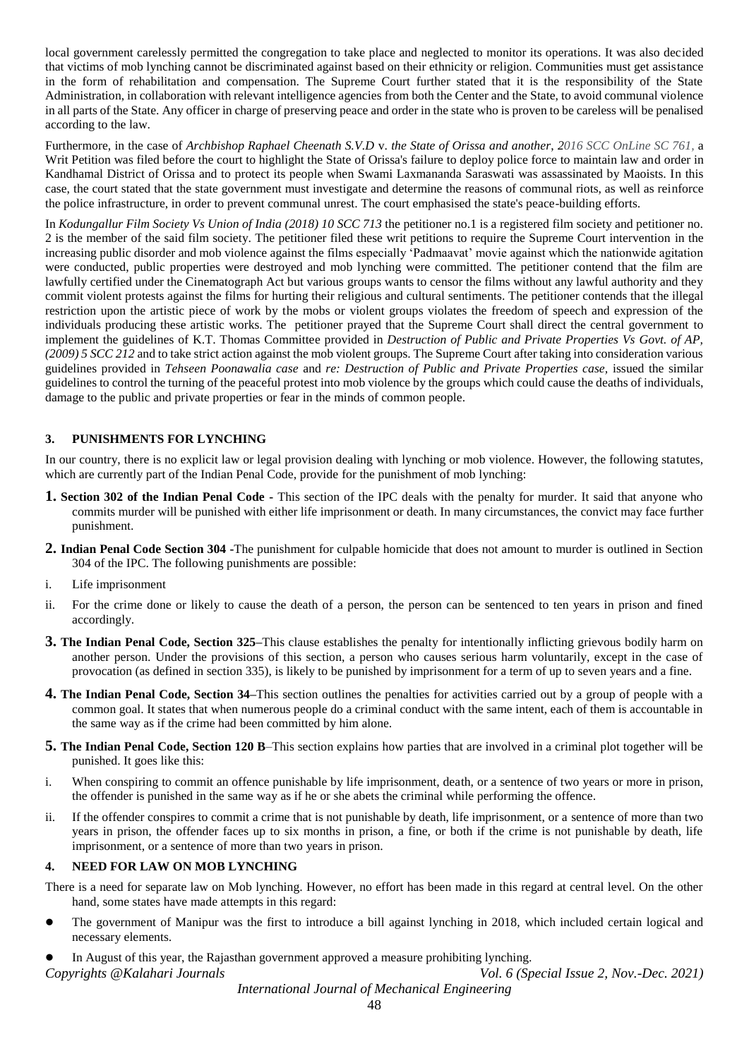local government carelessly permitted the congregation to take place and neglected to monitor its operations. It was also decided that victims of mob lynching cannot be discriminated against based on their ethnicity or religion. Communities must get assistance in the form of rehabilitation and compensation. The Supreme Court further stated that it is the responsibility of the State Administration, in collaboration with relevant intelligence agencies from both the Center and the State, to avoid communal violence in all parts of the State. Any officer in charge of preserving peace and order in the state who is proven to be careless will be penalised according to the law.

Furthermore, in the case of *Archbishop Raphael Cheenath S.V.D* v. *the State of Orissa and another, 2016 SCC OnLine SC 761,* a Writ Petition was filed before the court to highlight the State of Orissa's failure to deploy police force to maintain law and order in Kandhamal District of Orissa and to protect its people when Swami Laxmananda Saraswati was assassinated by Maoists. In this case, the court stated that the state government must investigate and determine the reasons of communal riots, as well as reinforce the police infrastructure, in order to prevent communal unrest. The court emphasised the state's peace-building efforts.

In *Kodungallur Film Society Vs Union of India (2018) 10 SCC 713* the petitioner no.1 is a registered film society and petitioner no. 2 is the member of the said film society. The petitioner filed these writ petitions to require the Supreme Court intervention in the increasing public disorder and mob violence against the films especially 'Padmaavat' movie against which the nationwide agitation were conducted, public properties were destroyed and mob lynching were committed. The petitioner contend that the film are lawfully certified under the Cinematograph Act but various groups wants to censor the films without any lawful authority and they commit violent protests against the films for hurting their religious and cultural sentiments. The petitioner contends that the illegal restriction upon the artistic piece of work by the mobs or violent groups violates the freedom of speech and expression of the individuals producing these artistic works. The petitioner prayed that the Supreme Court shall direct the central government to implement the guidelines of K.T. Thomas Committee provided in *Destruction of Public and Private Properties Vs Govt. of AP, (2009) 5 SCC 212* and to take strict action against the mob violent groups. The Supreme Court after taking into consideration various guidelines provided in *Tehseen Poonawalia case* and *re: Destruction of Public and Private Properties case,* issued the similar guidelines to control the turning of the peaceful protest into mob violence by the groups which could cause the deaths of individuals, damage to the public and private properties or fear in the minds of common people.

## 3. PUNISHMENTS FOR LYNCHING

In our country, there is no explicit law or legal provision dealing with lynching or mob violence. However, the following statutes, which are currently part of the Indian Penal Code, provide for the punishment of mob lynching:

**1. Section 302 of the Indian Penal Code -** This section of the IPC deals with the penalty for murder. It said that anyone who commits murder will be punished with either life imprisonment or death. In many circumstances, the convict may face further punishment.

**2. Indian Penal Code Section 304 -**The punishment for culpable homicide that does not amount to murder is outlined in Section 304 of the IPC. The following punishments are possible:

i. Life imprisonment

ii. For the crime done or likely to cause the death of a person, the person can be sentenced to ten years in prison and fined accordingly.

**3. The Indian Penal Code, Section 325–**This clause establishes the penalty for intentionally inflicting grievous bodily harm on another person. Under the provisions of this section, a person who causes serious harm voluntarily, except in the case of provocation (as defined in section 335), is likely to be punished by imprisonment for a term of up to seven years and a fine.

**4. The Indian Penal Code, Section 34–**This section outlines the penalties for activities carried out by a group of people with a common goal. It states that when numerous people do a criminal conduct with the same intent, each of them is accountable in the same way as if the crime had been committed by him alone.

**5. The Indian Penal Code, Section 120 B**–This section explains how parties that are involved in a criminal plot together will be punished. It goes like this:

i. When conspiring to commit an offence punishable by life imprisonment, death, or a sentence of two years or more in prison, the offender is punished in the same way as if he or she abets the criminal while performing the offence.

ii. If the offender conspires to commit a crime that is not punishable by death, life imprisonment, or a sentence of more than two years in prison, the offender faces up to six months in prison, a fine, or both if the crime is not punishable by death, life imprisonment, or a sentence of more than two years in prison.

## 4. NEED FOR LAW ON MOB LYNCHING

There is a need for separate law on Mob lynching. However, no effort has been made in this regard at central level. On the other hand, some states have made attempts in this regard:

- The government of Manipur was the first to introduce a bill against lynching in 2018, which included certain logical and necessary elements.
- In August of this year, the Rajasthan government approved a measure prohibiting lynching.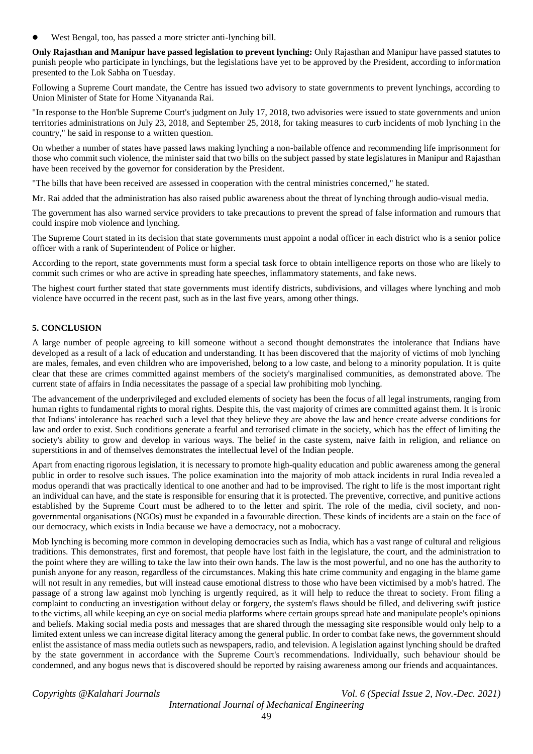- West Bengal, too, has passed a more stricter anti-lynching bill.

**Only Rajasthan and Manipur have passed legislation to prevent lynching:** Only Rajasthan and Manipur have passed statutes to punish people who participate in lynchings, but the legislations have yet to be approved by the President, according to information presented to the Lok Sabha on Tuesday.

Following a Supreme Court mandate, the Centre has issued two advisory to state governments to prevent lynchings, according to Union Minister of State for Home Nityananda Rai.

"In response to the Hon'ble Supreme Court's judgment on July 17, 2018, two advisories were issued to state governments and union territories administrations on July 23, 2018, and September 25, 2018, for taking measures to curb incidents of mob lynching in the country," he said in response to a written question.

On whether a number of states have passed laws making lynching a non-bailable offence and recommending life imprisonment for those who commit such violence, the minister said that two bills on the subject passed by state legislatures in Manipur and Rajasthan have been received by the governor for consideration by the President.

"The bills that have been received are assessed in cooperation with the central ministries concerned," he stated.

Mr. Rai added that the administration has also raised public awareness about the threat of lynching through audio-visual media.

The government has also warned service providers to take precautions to prevent the spread of false information and rumours that could inspire mob violence and lynching.

The Supreme Court stated in its decision that state governments must appoint a nodal officer in each district who is a senior police officer with a rank of Superintendent of Police or higher.

According to the report, state governments must form a special task force to obtain intelligence reports on those who are likely to commit such crimes or who are active in spreading hate speeches, inflammatory statements, and fake news.

The highest court further stated that state governments must identify districts, subdivisions, and villages where lynching and mob violence have occurred in the recent past, such as in the last five years, among other things.

## 5. CONCLUSION

A large number of people agreeing to kill someone without a second thought demonstrates the intolerance that Indians have developed as a result of a lack of education and understanding. It has been discovered that the majority of victims of mob lynching are males, females, and even children who are impoverished, belong to a low caste, and belong to a minority population. It is quite clear that these are crimes committed against members of the society's marginalised communities, as demonstrated above. The current state of affairs in India necessitates the passage of a special law prohibiting mob lynching.

The advancement of the underprivileged and excluded elements of society has been the focus of all legal instruments, ranging from human rights to fundamental rights to moral rights. Despite this, the vast majority of crimes are committed against them. It is ironic that Indians' intolerance has reached such a level that they believe they are above the law and hence create adverse conditions for law and order to exist. Such conditions generate a fearful and terrorised climate in the society, which has the effect of limiting the society's ability to grow and develop in various ways. The belief in the caste system, naive faith in religion, and reliance on superstitions in and of themselves demonstrates the intellectual level of the Indian people.

Apart from enacting rigorous legislation, it is necessary to promote high-quality education and public awareness among the general public in order to resolve such issues. The police examination into the majority of mob attack incidents in rural India revealed a modus operandi that was practically identical to one another and had to be improvised. The right to life is the most important right an individual can have, and the state is responsible for ensuring that it is protected. The preventive, corrective, and punitive actions established by the Supreme Court must be adhered to to the letter and spirit. The role of the media, civil society, and non-governmental organisations (NGOs) must be expanded in a favourable direction. These kinds of incidents are a stain on the face of our democracy, which exists in India because we have a democracy, not a mobocracy.

Mob lynching is becoming more common in developing democracies such as India, which has a vast range of cultural and religious traditions. This demonstrates, first and foremost, that people have lost faith in the legislature, the court, and the administration to the point where they are willing to take the law into their own hands. The law is the most powerful, and no one has the authority to punish anyone for any reason, regardless of the circumstances. Making this hate crime community and engaging in the blame game will not result in any remedies, but will instead cause emotional distress to those who have been victimised by a mob's hatred. The passage of a strong law against mob lynching is urgently required, as it will help to reduce the threat to society. From filing a complaint to conducting an investigation without delay or forgery, the system's flaws should be filled, and delivering swift justice to the victims, all while keeping an eye on social media platforms where certain groups spread hate and manipulate people's opinions and beliefs. Making social media posts and messages that are shared through the messaging site responsible would only help to a limited extent unless we can increase digital literacy among the general public. In order to combat fake news, the government should enlist the assistance of mass media outlets such as newspapers, radio, and television. A legislation against lynching should be drafted by the state government in accordance with the Supreme Court's recommendations. Individually, such behaviour should be condemned, and any bogus news that is discovered should be reported by raising awareness among our friends and acquaintances.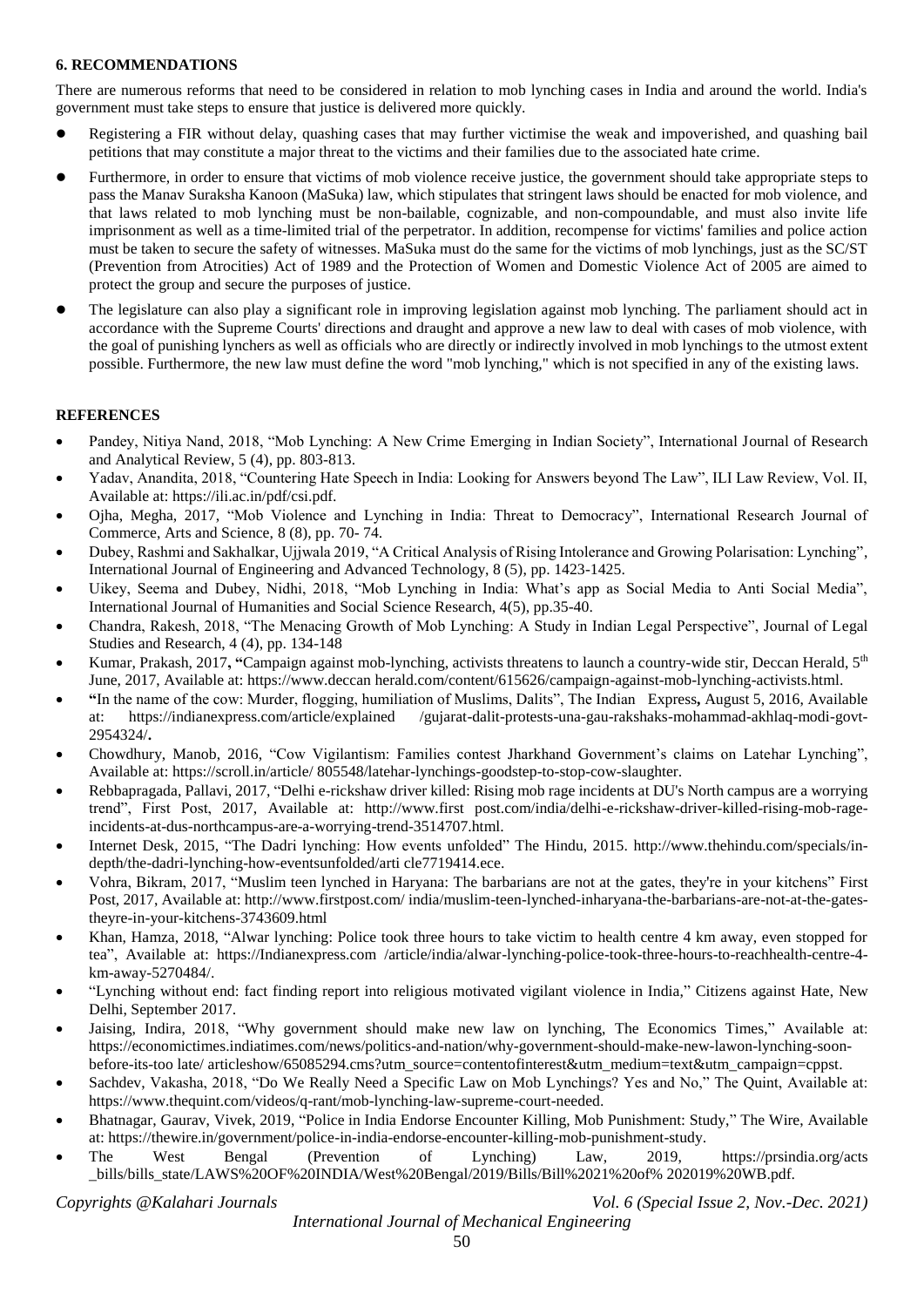## 6. RECOMMENDATIONS

There are numerous reforms that need to be considered in relation to mob lynching cases in India and around the world. India's government must take steps to ensure that justice is delivered more quickly.

- Registering a FIR without delay, quashing cases that may further victimise the weak and impoverished, and quashing bail petitions that may constitute a major threat to the victims and their families due to the associated hate crime.
- Furthermore, in order to ensure that victims of mob violence receive justice, the government should take appropriate steps to pass the Manav Suraksha Kanoon (MaSuka) law, which stipulates that stringent laws should be enacted for mob violence, and that laws related to mob lynching must be non-bailable, cognizable, and non-compoundable, and must also invite life imprisonment as well as a time-limited trial of the perpetrator. In addition, recompense for victims' families and police action must be taken to secure the safety of witnesses. MaSuka must do the same for the victims of mob lynchings, just as the SC/ST (Prevention from Atrocities) Act of 1989 and the Protection of Women and Domestic Violence Act of 2005 are aimed to protect the group and secure the purposes of justice.
- The legislature can also play a significant role in improving legislation against mob lynching. The parliament should act in accordance with the Supreme Courts' directions and draught and approve a new law to deal with cases of mob violence, with the goal of punishing lynchers as well as officials who are directly or indirectly involved in mob lynchings to the utmost extent possible. Furthermore, the new law must define the word "mob lynching," which is not specified in any of the existing laws.

## REFERENCES

- Pandey, Nitiya Nand, 2018, "Mob Lynching: A New Crime Emerging in Indian Society", International Journal of Research and Analytical Review, 5 (4), pp. 803-813.
- Yadav, Anandita, 2018, "Countering Hate Speech in India: Looking for Answers beyond The Law", ILI Law Review, Vol. II, Available at: https://ili.ac.in/pdf/csi.pdf.
- Ojha, Megha, 2017, "Mob Violence and Lynching in India: Threat to Democracy", International Research Journal of Commerce, Arts and Science, 8 (8), pp. 70- 74.
- Dubey, Rashmi and Sakhalkar, Ujjwala 2019, "A Critical Analysis of Rising Intolerance and Growing Polarisation: Lynching", International Journal of Engineering and Advanced Technology, 8 (5), pp. 1423-1425.
- Uikey, Seema and Dubey, Nidhi, 2018, "Mob Lynching in India: What's app as Social Media to Anti Social Media", International Journal of Humanities and Social Science Research, 4(5), pp.35-40.
- Chandra, Rakesh, 2018, "The Menacing Growth of Mob Lynching: A Study in Indian Legal Perspective", Journal of Legal Studies and Research, 4 (4), pp. 134-148
- Kumar, Prakash, 2017, **"**Campaign against mob-lynching, activists threatens to launch a country-wide stir, Deccan Herald, 5th June, 2017, Available at: https://www.deccan herald.com/content/615626/campaign-against-mob-lynching-activists.html.
- **"**In the name of the cow: Murder, flogging, humiliation of Muslims, Dalits", The Indian Express**,** August 5, 2016, Available at: https://indianexpress.com/article/explained /gujarat-dalit-protests-una-gau-rakshaks-mohammad-akhlaq-modi-govt-2954324/**.**
- Chowdhury, Manob, 2016, "Cow Vigilantism: Families contest Jharkhand Government's claims on Latehar Lynching", Available at: https://scroll.in/article/ 805548/latehar-lynchings-goodstep-to-stop-cow-slaughter.
- Rebbapragada, Pallavi, 2017, "Delhi e-rickshaw driver killed: Rising mob rage incidents at DU's North campus are a worrying trend", First Post, 2017, Available at: http://www.first post.com/india/delhi-e-rickshaw-driver-killed-rising-mob-rage-incidents-at-dus-northcampus-are-a-worrying-trend-3514707.html.
- Internet Desk, 2015, "The Dadri lynching: How events unfolded" The Hindu, 2015. http://www.thehindu.com/specials/in-depth/the-dadri-lynching-how-eventsunfolded/arti cle7719414.ece.
- Vohra, Bikram, 2017, "Muslim teen lynched in Haryana: The barbarians are not at the gates, they're in your kitchens" First Post, 2017, Available at: http://www.firstpost.com/ india/muslim-teen-lynched-inharyana-the-barbarians-are-not-at-the-gates-theyre-in-your-kitchens-3743609.html
- Khan, Hamza, 2018, "Alwar lynching: Police took three hours to take victim to health centre 4 km away, even stopped for tea", Available at: https://Indianexpress.com /article/india/alwar-lynching-police-took-three-hours-to-reachhealth-centre-4-km-away-5270484/.
- "Lynching without end: fact finding report into religious motivated vigilant violence in India," Citizens against Hate, New Delhi, September 2017.
- Jaising, Indira, 2018, "Why government should make new law on lynching, The Economics Times," Available at: https://economictimes.indiatimes.com/news/politics-and-nation/why-government-should-make-new-lawon-lynching-soon-before-its-too late/ articleshow/65085294.cms?utm_source=contentofinterest&utm_medium=text&utm_campaign=cppst.
- Sachdev, Vakasha, 2018, "Do We Really Need a Specific Law on Mob Lynchings? Yes and No," The Quint, Available at: https://www.thequint.com/videos/q-rant/mob-lynching-law-supreme-court-needed.
- Bhatnagar, Gaurav, Vivek, 2019, "Police in India Endorse Encounter Killing, Mob Punishment: Study," The Wire, Available at: https://thewire.in/government/police-in-india-endorse-encounter-killing-mob-punishment-study.
- The West Bengal (Prevention of Lynching) Law, 2019, https://prsindia.org/acts _bills/bills_state/LAWS%20OF%20INDIA/West%20Bengal/2019/Bills/Bill%2021%20of% 202019%20WB.pdf.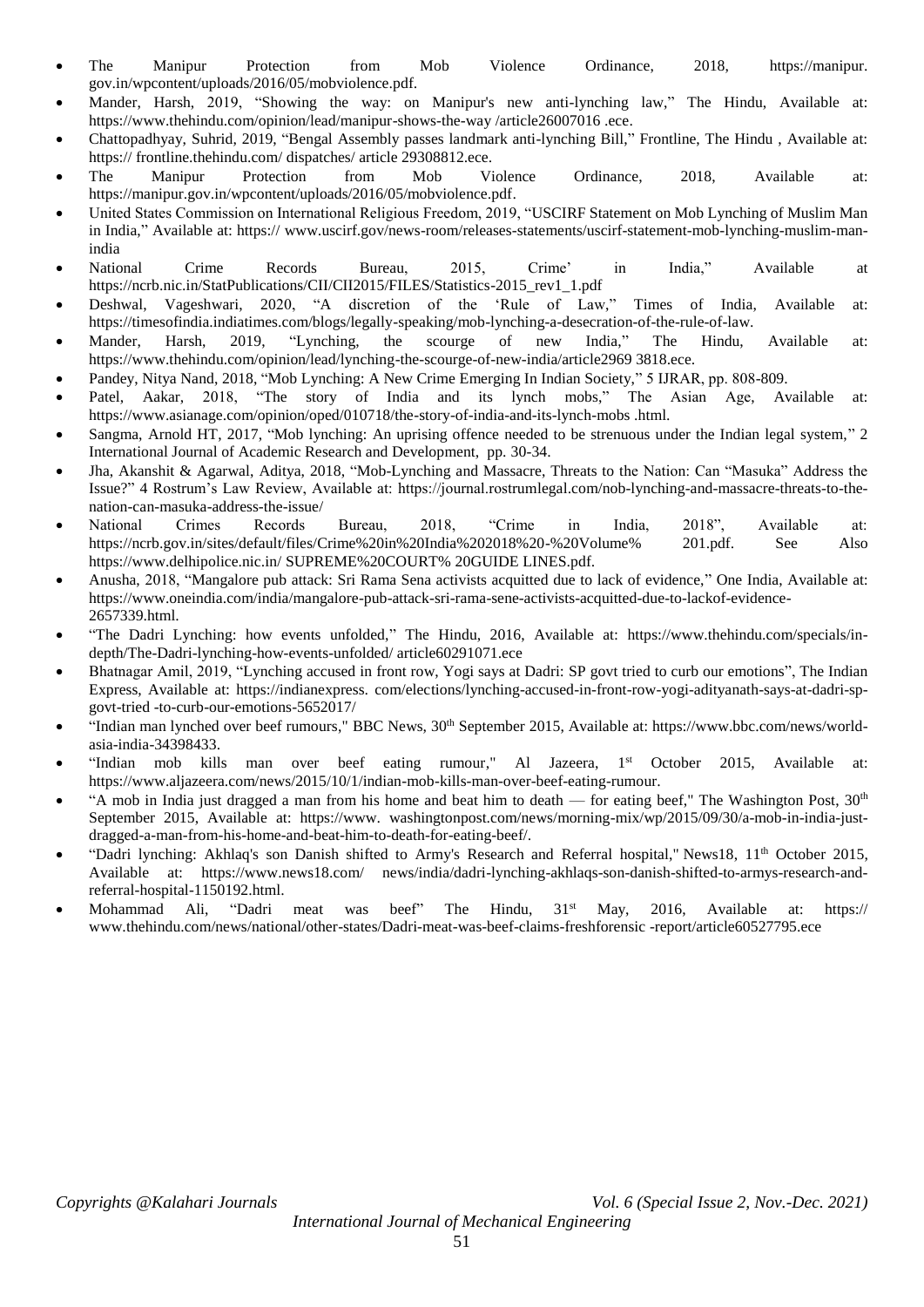- The Manipur Protection from Mob Violence Ordinance, 2018, https://manipur. gov.in/wpcontent/uploads/2016/05/mobviolence.pdf.
- Mander, Harsh, 2019, "Showing the way: on Manipur's new anti-lynching law," The Hindu, Available at: https://www.thehindu.com/opinion/lead/manipur-shows-the-way /article26007016 .ece.
- Chattopadhyay, Suhrid, 2019, "Bengal Assembly passes landmark anti-lynching Bill," Frontline, The Hindu , Available at: https:// frontline.thehindu.com/ dispatches/ article 29308812.ece.
- The Manipur Protection from Mob Violence Ordinance, 2018, Available at: https://manipur.gov.in/wpcontent/uploads/2016/05/mobviolence.pdf.
- United States Commission on International Religious Freedom, 2019, "USCIRF Statement on Mob Lynching of Muslim Man in India," Available at: https:// www.uscirf.gov/news-room/releases-statements/uscirf-statement-mob-lynching-muslim-man-india
- National Crime Records Bureau, 2015, Crime' in India," Available at https://ncrb.nic.in/StatPublications/CII/CII2015/FILES/Statistics-2015_rev1_1.pdf
- Deshwal, Vageshwari, 2020, "A discretion of the 'Rule of Law," Times of India, Available at: https://timesofindia.indiatimes.com/blogs/legally-speaking/mob-lynching-a-desecration-of-the-rule-of-law.
- Mander, Harsh, 2019, "Lynching, the scourge of new India," The Hindu, Available at: https://www.thehindu.com/opinion/lead/lynching-the-scourge-of-new-india/article2969 3818.ece.
- Pandey, Nitya Nand, 2018, "Mob Lynching: A New Crime Emerging In Indian Society," 5 IJRAR, pp. 808-809.
- Patel, Aakar, 2018, "The story of India and its lynch mobs," The Asian Age, Available at: https://www.asianage.com/opinion/oped/010718/the-story-of-india-and-its-lynch-mobs .html.
- Sangma, Arnold HT, 2017, "Mob lynching: An uprising offence needed to be strenuous under the Indian legal system," 2 International Journal of Academic Research and Development, pp. 30-34.
- Jha, Akanshit & Agarwal, Aditya, 2018, "Mob-Lynching and Massacre, Threats to the Nation: Can "Masuka" Address the Issue?" 4 Rostrum's Law Review, Available at: https://journal.rostrumlegal.com/nob-lynching-and-massacre-threats-to-the-nation-can-masuka-address-the-issue/
- National Crimes Records Bureau, 2018, "Crime in India, 2018", Available at: https://ncrb.gov.in/sites/default/files/Crime%20in%20India%202018%20-%20Volume% 201.pdf. See Also https://www.delhipolice.nic.in/ SUPREME%20COURT% 20GUIDE LINES.pdf.
- Anusha, 2018, "Mangalore pub attack: Sri Rama Sena activists acquitted due to lack of evidence," One India, Available at: https://www.oneindia.com/india/mangalore-pub-attack-sri-rama-sene-activists-acquitted-due-to-lackof-evidence-2657339.html.
- "The Dadri Lynching: how events unfolded," The Hindu, 2016, Available at: https://www.thehindu.com/specials/in-depth/The-Dadri-lynching-how-events-unfolded/ article60291071.ece
- Bhatnagar Amil, 2019, "Lynching accused in front row, Yogi says at Dadri: SP govt tried to curb our emotions", The Indian Express, Available at: https://indianexpress. com/elections/lynching-accused-in-front-row-yogi-adityanath-says-at-dadri-sp-govt-tried -to-curb-our-emotions-5652017/
- "Indian man lynched over beef rumours," BBC News, 30th September 2015, Available at: https://www.bbc.com/news/world-asia-india-34398433.
- "Indian mob kills man over beef eating rumour," Al Jazeera, 1st October 2015, Available at: https://www.aljazeera.com/news/2015/10/1/indian-mob-kills-man-over-beef-eating-rumour.
- "A mob in India just dragged a man from his home and beat him to death — for eating beef," The Washington Post, 30th September 2015, Available at: https://www. washingtonpost.com/news/morning-mix/wp/2015/09/30/a-mob-in-india-just-dragged-a-man-from-his-home-and-beat-him-to-death-for-eating-beef/.
- "Dadri lynching: Akhlaq's son Danish shifted to Army's Research and Referral hospital," News18, 11th October 2015, Available at: https://www.news18.com/ news/india/dadri-lynching-akhlaqs-son-danish-shifted-to-armys-research-and-referral-hospital-1150192.html.
- Mohammad Ali, "Dadri meat was beef" The Hindu, 31st May, 2016, Available at: https:// www.thehindu.com/news/national/other-states/Dadri-meat-was-beef-claims-freshforensic -report/article60527795.ece